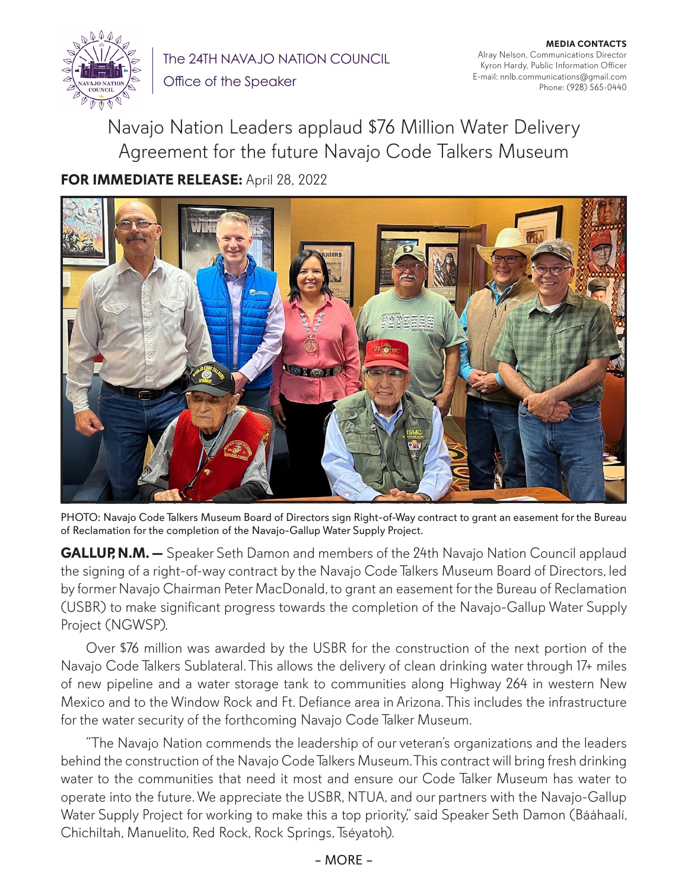The 24TH NAVAJO NATION COUNCIL

Office of the Speaker

**MEDIA CONTACTS**
Alray Nelson, Communications Director
Kyron Hardy, Public Information Officer
E-mail: nnlb.communications@gmail.com
Phone: (928) 565-0440

# Navajo Nation Leaders applaud $76 Million Water Delivery Agreement for the future Navajo Code Talkers Museum

**FOR IMMEDIATE RELEASE:** April 28, 2022

PHOTO: Navajo Code Talkers Museum Board of Directors sign Right-of-Way contract to grant an easement for the Bureau of Reclamation for the completion of the Navajo-Gallup Water Supply Project.

**GALLUP, N.M. —** Speaker Seth Damon and members of the 24th Navajo Nation Council applaud the signing of a right-of-way contract by the Navajo Code Talkers Museum Board of Directors, led by former Navajo Chairman Peter MacDonald, to grant an easement for the Bureau of Reclamation (USBR) to make significant progress towards the completion of the Navajo-Gallup Water Supply Project (NGWSP).

Over $76 million was awarded by the USBR for the construction of the next portion of the Navajo Code Talkers Sublateral. This allows the delivery of clean drinking water through 17+ miles of new pipeline and a water storage tank to communities along Highway 264 in western New Mexico and to the Window Rock and Ft. Defiance area in Arizona. This includes the infrastructure for the water security of the forthcoming Navajo Code Talker Museum.

"The Navajo Nation commends the leadership of our veteran's organizations and the leaders behind the construction of the Navajo Code Talkers Museum. This contract will bring fresh drinking water to the communities that need it most and ensure our Code Talker Museum has water to operate into the future. We appreciate the USBR, NTUA, and our partners with the Navajo-Gallup Water Supply Project for working to make this a top priority," said Speaker Seth Damon (Bááhaalí, Chichiltah, Manuelito, Red Rock, Rock Springs, Tséyatoh).

– MORE –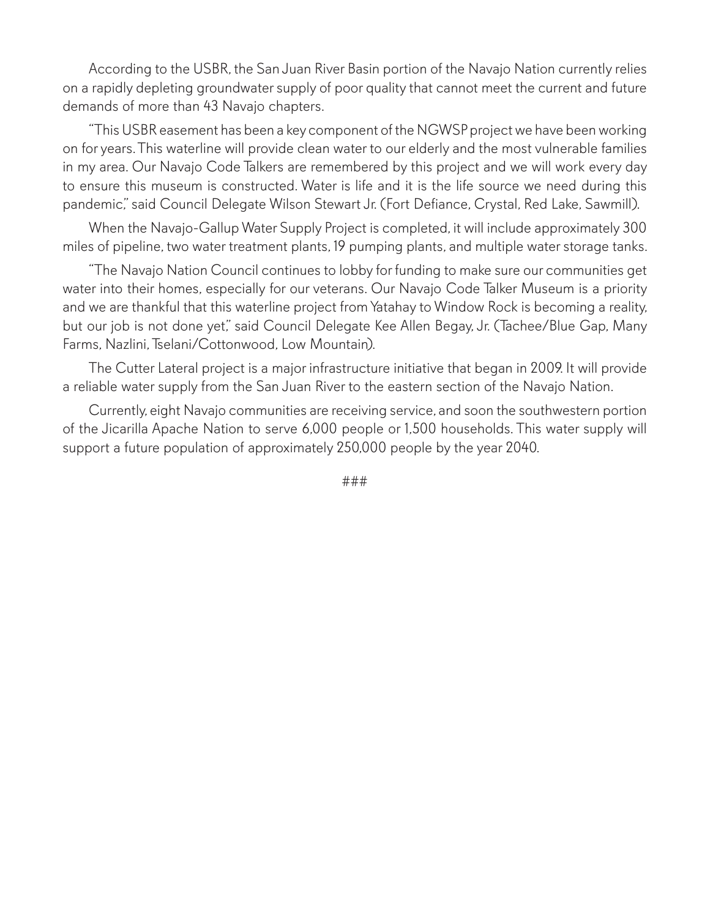According to the USBR, the San Juan River Basin portion of the Navajo Nation currently relies on a rapidly depleting groundwater supply of poor quality that cannot meet the current and future demands of more than 43 Navajo chapters.

"This USBR easement has been a key component of the NGWSP project we have been working on for years. This waterline will provide clean water to our elderly and the most vulnerable families in my area. Our Navajo Code Talkers are remembered by this project and we will work every day to ensure this museum is constructed. Water is life and it is the life source we need during this pandemic," said Council Delegate Wilson Stewart Jr. (Fort Defiance, Crystal, Red Lake, Sawmill).

When the Navajo-Gallup Water Supply Project is completed, it will include approximately 300 miles of pipeline, two water treatment plants, 19 pumping plants, and multiple water storage tanks.

"The Navajo Nation Council continues to lobby for funding to make sure our communities get water into their homes, especially for our veterans. Our Navajo Code Talker Museum is a priority and we are thankful that this waterline project from Yatahay to Window Rock is becoming a reality, but our job is not done yet," said Council Delegate Kee Allen Begay, Jr. (Tachee/Blue Gap, Many Farms, Nazlini, Tselani/Cottonwood, Low Mountain).

The Cutter Lateral project is a major infrastructure initiative that began in 2009. It will provide a reliable water supply from the San Juan River to the eastern section of the Navajo Nation.

Currently, eight Navajo communities are receiving service, and soon the southwestern portion of the Jicarilla Apache Nation to serve 6,000 people or 1,500 households. This water supply will support a future population of approximately 250,000 people by the year 2040.

###